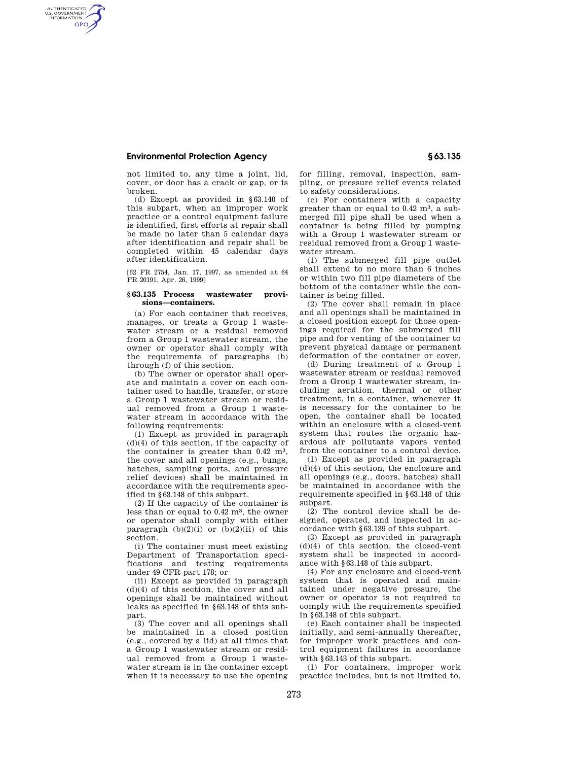not limited to, any time a joint, lid, cover, or door has a crack or gap, or is broken.

(d) Except as provided in §63.140 of this subpart, when an improper work practice or a control equipment failure is identified, first efforts at repair shall be made no later than 5 calendar days after identification and repair shall be completed within 45 calendar days after identification.

[62 FR 2754, Jan. 17, 1997, as amended at 64 FR 20191, Apr. 26, 1999]

### §63.135 Process wastewater provisions—containers.

(a) For each container that receives, manages, or treats a Group 1 wastewater stream or a residual removed from a Group 1 wastewater stream, the owner or operator shall comply with the requirements of paragraphs (b) through (f) of this section.

(b) The owner or operator shall operate and maintain a cover on each container used to handle, transfer, or store a Group 1 wastewater stream or residual removed from a Group 1 wastewater stream in accordance with the following requirements:

(1) Except as provided in paragraph (d)(4) of this section, if the capacity of the container is greater than 0.42 $m^3$, the cover and all openings (e.g., bungs, hatches, sampling ports, and pressure relief devices) shall be maintained in accordance with the requirements specified in §63.148 of this subpart.

(2) If the capacity of the container is less than or equal to 0.42 $m^3$, the owner or operator shall comply with either paragraph (b)(2)(i) or (b)(2)(ii) of this section.

(i) The container must meet existing Department of Transportation specifications and testing requirements under 49 CFR part 178; or

(ii) Except as provided in paragraph (d)(4) of this section, the cover and all openings shall be maintained without leaks as specified in §63.148 of this subpart.

(3) The cover and all openings shall be maintained in a closed position (e.g., covered by a lid) at all times that a Group 1 wastewater stream or residual removed from a Group 1 wastewater stream is in the container except when it is necessary to use the opening for filling, removal, inspection, sampling, or pressure relief events related to safety considerations.

(c) For containers with a capacity greater than or equal to 0.42 $m^3$, a submerged fill pipe shall be used when a container is being filled by pumping with a Group 1 wastewater stream or residual removed from a Group 1 wastewater stream.

(1) The submerged fill pipe outlet shall extend to no more than 6 inches or within two fill pipe diameters of the bottom of the container while the container is being filled.

(2) The cover shall remain in place and all openings shall be maintained in a closed position except for those openings required for the submerged fill pipe and for venting of the container to prevent physical damage or permanent deformation of the container or cover.

(d) During treatment of a Group 1 wastewater stream or residual removed from a Group 1 wastewater stream, including aeration, thermal or other treatment, in a container, whenever it is necessary for the container to be open, the container shall be located within an enclosure with a closed-vent system that routes the organic hazardous air pollutants vapors vented from the container to a control device.

(1) Except as provided in paragraph (d)(4) of this section, the enclosure and all openings (e.g., doors, hatches) shall be maintained in accordance with the requirements specified in §63.148 of this subpart.

(2) The control device shall be designed, operated, and inspected in accordance with §63.139 of this subpart.

(3) Except as provided in paragraph (d)(4) of this section, the closed-vent system shall be inspected in accordance with §63.148 of this subpart.

(4) For any enclosure and closed-vent system that is operated and maintained under negative pressure, the owner or operator is not required to comply with the requirements specified in §63.148 of this subpart.

(e) Each container shall be inspected initially, and semi-annually thereafter, for improper work practices and control equipment failures in accordance with §63.143 of this subpart.

(1) For containers, improper work practice includes, but is not limited to,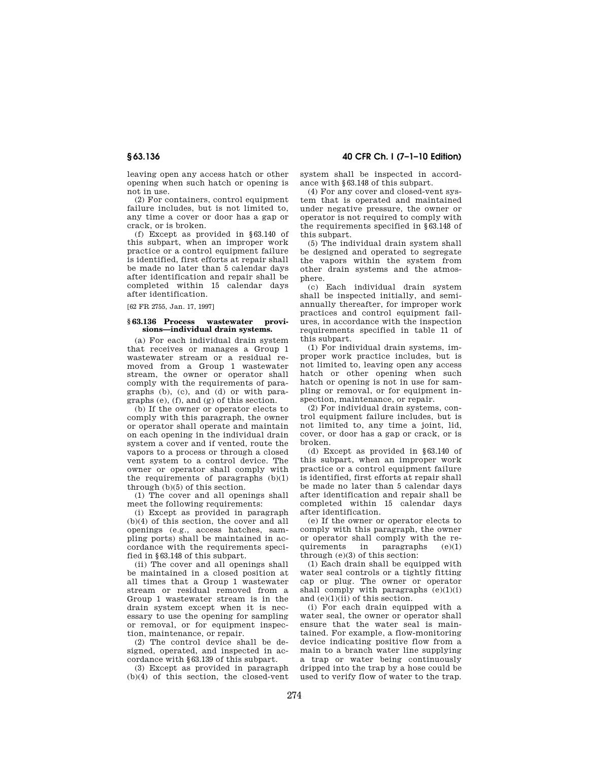leaving open any access hatch or other opening when such hatch or opening is not in use.

(2) For containers, control equipment failure includes, but is not limited to, any time a cover or door has a gap or crack, or is broken.

(f) Except as provided in §63.140 of this subpart, when an improper work practice or a control equipment failure is identified, first efforts at repair shall be made no later than 5 calendar days after identification and repair shall be completed within 15 calendar days after identification.

[62 FR 2755, Jan. 17, 1997]

**§63.136 Process wastewater provisions—individual drain systems.**

(a) For each individual drain system that receives or manages a Group 1 wastewater stream or a residual removed from a Group 1 wastewater stream, the owner or operator shall comply with the requirements of paragraphs (b), (c), and (d) or with paragraphs (e), (f), and (g) of this section.

(b) If the owner or operator elects to comply with this paragraph, the owner or operator shall operate and maintain on each opening in the individual drain system a cover and if vented, route the vapors to a process or through a closed vent system to a control device. The owner or operator shall comply with the requirements of paragraphs (b)(1) through (b)(5) of this section.

(1) The cover and all openings shall meet the following requirements:

(i) Except as provided in paragraph (b)(4) of this section, the cover and all openings (e.g., access hatches, sampling ports) shall be maintained in accordance with the requirements specified in §63.148 of this subpart.

(ii) The cover and all openings shall be maintained in a closed position at all times that a Group 1 wastewater stream or residual removed from a Group 1 wastewater stream is in the drain system except when it is necessary to use the opening for sampling or removal, or for equipment inspection, maintenance, or repair.

(2) The control device shall be designed, operated, and inspected in accordance with §63.139 of this subpart.

(3) Except as provided in paragraph (b)(4) of this section, the closed-vent system shall be inspected in accordance with §63.148 of this subpart.

(4) For any cover and closed-vent system that is operated and maintained under negative pressure, the owner or operator is not required to comply with the requirements specified in §63.148 of this subpart.

(5) The individual drain system shall be designed and operated to segregate the vapors within the system from other drain systems and the atmosphere.

(c) Each individual drain system shall be inspected initially, and semi-annually thereafter, for improper work practices and control equipment failures, in accordance with the inspection requirements specified in table 11 of this subpart.

(1) For individual drain systems, improper work practice includes, but is not limited to, leaving open any access hatch or other opening when such hatch or opening is not in use for sampling or removal, or for equipment inspection, maintenance, or repair.

(2) For individual drain systems, control equipment failure includes, but is not limited to, any time a joint, lid, cover, or door has a gap or crack, or is broken.

(d) Except as provided in §63.140 of this subpart, when an improper work practice or a control equipment failure is identified, first efforts at repair shall be made no later than 5 calendar days after identification and repair shall be completed within 15 calendar days after identification.

(e) If the owner or operator elects to comply with this paragraph, the owner or operator shall comply with the requirements in paragraphs (e)(1) through (e)(3) of this section:

(1) Each drain shall be equipped with water seal controls or a tightly fitting cap or plug. The owner or operator shall comply with paragraphs (e)(1)(i) and (e)(1)(ii) of this section.

(i) For each drain equipped with a water seal, the owner or operator shall ensure that the water seal is maintained. For example, a flow-monitoring device indicating positive flow from a main to a branch water line supplying a trap or water being continuously dripped into the trap by a hose could be used to verify flow of water to the trap.